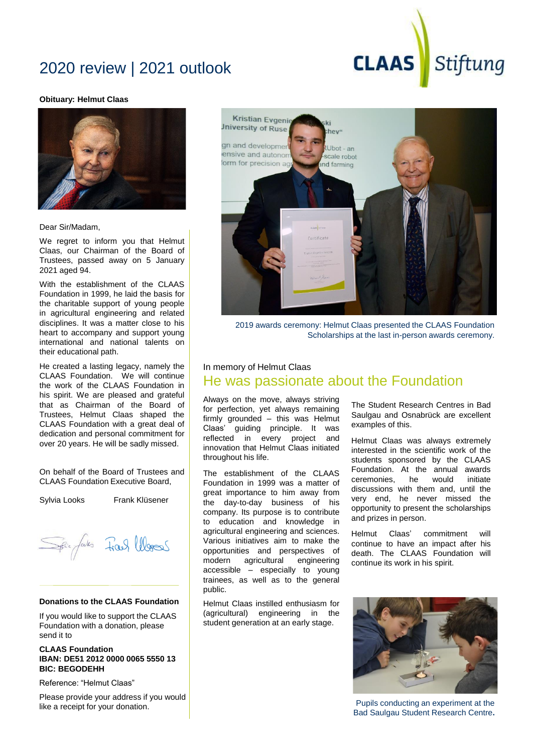# 2020 review | 2021 outlook

**Obituary: Helmut Claas**

Dear Sir/Madam,

We regret to inform you that Helmut Claas, our Chairman of the Board of Trustees, passed away on 5 January 2021 aged 94.

With the establishment of the CLAAS Foundation in 1999, he laid the basis for the charitable support of young people in agricultural engineering and related disciplines. It was a matter close to his heart to accompany and support young international and national talents on their educational path.

He created a lasting legacy, namely the CLAAS Foundation. We will continue the work of the CLAAS Foundation in his spirit. We are pleased and grateful that as Chairman of the Board of Trustees, Helmut Claas shaped the CLAAS Foundation with a great deal of dedication and personal commitment for over 20 years. He will be sadly missed.

On behalf of the Board of Trustees and CLAAS Foundation Executive Board,

Sylvia Looks Frank Klüsener

**Donations to the CLAAS Foundation**

If you would like to support the CLAAS Foundation with a donation, please send it to

**CLAAS Foundation**
**IBAN: DE51 2012 0000 0065 5550 13**
**BIC: BEGODEHH**

Reference: "Helmut Claas"

Please provide your address if you would like a receipt for your donation.

2019 awards ceremony: Helmut Claas presented the CLAAS Foundation Scholarships at the last in-person awards ceremony.

In memory of Helmut Claas

## He was passionate about the Foundation

Always on the move, always striving for perfection, yet always remaining firmly grounded – this was Helmut Claas' guiding principle. It was reflected in every project and innovation that Helmut Claas initiated throughout his life.

The establishment of the CLAAS Foundation in 1999 was a matter of great importance to him away from the day-to-day business of his company. Its purpose is to contribute to education and knowledge in agricultural engineering and sciences. Various initiatives aim to make the opportunities and perspectives of modern agricultural engineering accessible – especially to young trainees, as well as to the general public.

Helmut Claas instilled enthusiasm for (agricultural) engineering in the student generation at an early stage.

The Student Research Centres in Bad Saulgau and Osnabrück are excellent examples of this.

Helmut Claas was always extremely interested in the scientific work of the students sponsored by the CLAAS Foundation. At the annual awards ceremonies, he would initiate discussions with them and, until the very end, he never missed the opportunity to present the scholarships and prizes in person.

Helmut Claas' commitment will continue to have an impact after his death. The CLAAS Foundation will continue its work in his spirit.

Pupils conducting an experiment at the Bad Saulgau Student Research Centre.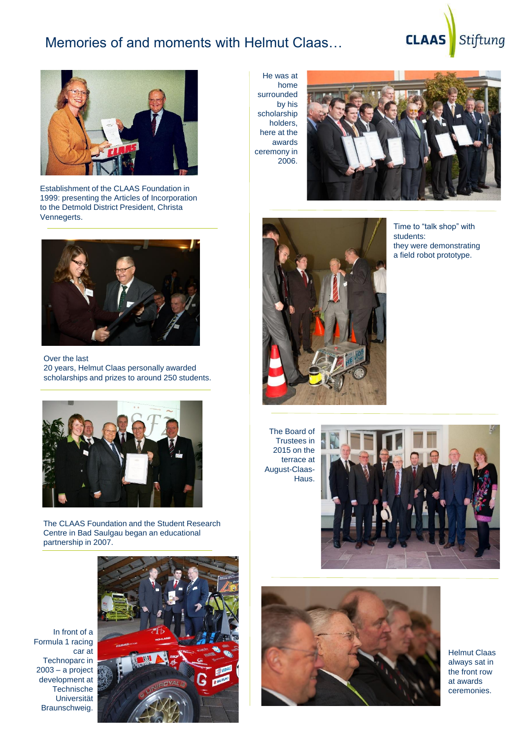# Memories of and moments with Helmut Claas…

Establishment of the CLAAS Foundation in 1999: presenting the Articles of Incorporation to the Detmold District President, Christa Vennegerts.

Over the last 20 years, Helmut Claas personally awarded scholarships and prizes to around 250 students.

The CLAAS Foundation and the Student Research Centre in Bad Saulgau began an educational partnership in 2007.

In front of a Formula 1 racing car at Technoparc in 2003 – a project development at Technische Universität Braunschweig.

He was at home surrounded by his scholarship holders, here at the awards ceremony in 2006.

Time to "talk shop" with students: they were demonstrating a field robot prototype.

The Board of Trustees in 2015 on the terrace at August-Claas-Haus.

Helmut Claas always sat in the front row at awards ceremonies.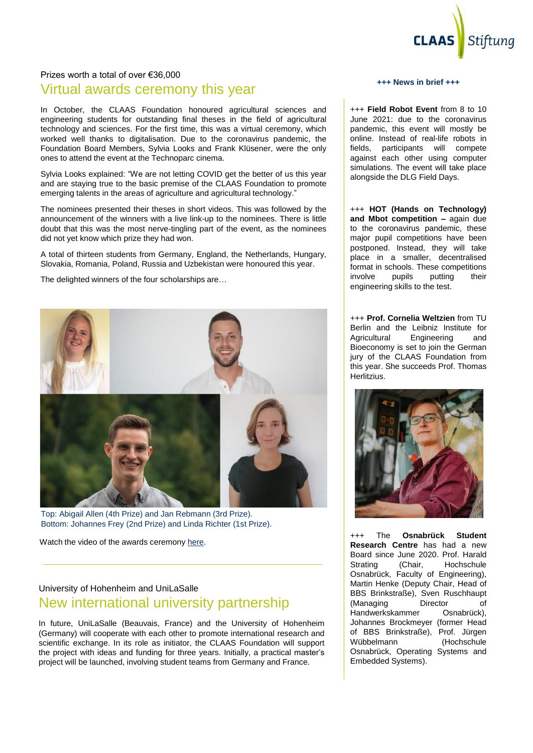Prizes worth a total of over €36,000

## Virtual awards ceremony this year

In October, the CLAAS Foundation honoured agricultural sciences and engineering students for outstanding final theses in the field of agricultural technology and sciences. For the first time, this was a virtual ceremony, which worked well thanks to digitalisation. Due to the coronavirus pandemic, the Foundation Board Members, Sylvia Looks and Frank Klüsener, were the only ones to attend the event at the Technoparc cinema.

Sylvia Looks explained: "We are not letting COVID get the better of us this year and are staying true to the basic premise of the CLAAS Foundation to promote emerging talents in the areas of agriculture and agricultural technology."

The nominees presented their theses in short videos. This was followed by the announcement of the winners with a live link-up to the nominees. There is little doubt that this was the most nerve-tingling part of the event, as the nominees did not yet know which prize they had won.

A total of thirteen students from Germany, England, the Netherlands, Hungary, Slovakia, Romania, Poland, Russia and Uzbekistan were honoured this year.

The delighted winners of the four scholarships are…

Top: Abigail Allen (4th Prize) and Jan Rebmann (3rd Prize).
Bottom: Johannes Frey (2nd Prize) and Linda Richter (1st Prize).

Watch the video of the awards ceremony here.

---

University of Hohenheim and UniLaSalle

## New international university partnership

In future, UniLaSalle (Beauvais, France) and the University of Hohenheim (Germany) will cooperate with each other to promote international research and scientific exchange. In its role as initiator, the CLAAS Foundation will support the project with ideas and funding for three years. Initially, a practical master's project will be launched, involving student teams from Germany and France.

---

### +++ News in brief +++

+++ **Field Robot Event** from 8 to 10 June 2021: due to the coronavirus pandemic, this event will mostly be online. Instead of real-life robots in fields, participants will compete against each other using computer simulations. The event will take place alongside the DLG Field Days.

+++ **HOT (Hands on Technology) and Mbot competition –** again due to the coronavirus pandemic, these major pupil competitions have been postponed. Instead, they will take place in a smaller, decentralised format in schools. These competitions involve pupils putting their engineering skills to the test.

+++ **Prof. Cornelia Weltzien** from TU Berlin and the Leibniz Institute for Agricultural Engineering and Bioeconomy is set to join the German jury of the CLAAS Foundation from this year. She succeeds Prof. Thomas Herlitzius.

+++ The **Osnabrück Student Research Centre** has had a new Board since June 2020. Prof. Harald Strating (Chair, Hochschule Osnabrück, Faculty of Engineering), Martin Henke (Deputy Chair, Head of BBS Brinkstraße), Sven Ruschhaupt (Managing Director of Handwerkskammer Osnabrück), Johannes Brockmeyer (former Head of BBS Brinkstraße), Prof. Jürgen Wübbelmann (Hochschule Osnabrück, Operating Systems and Embedded Systems).